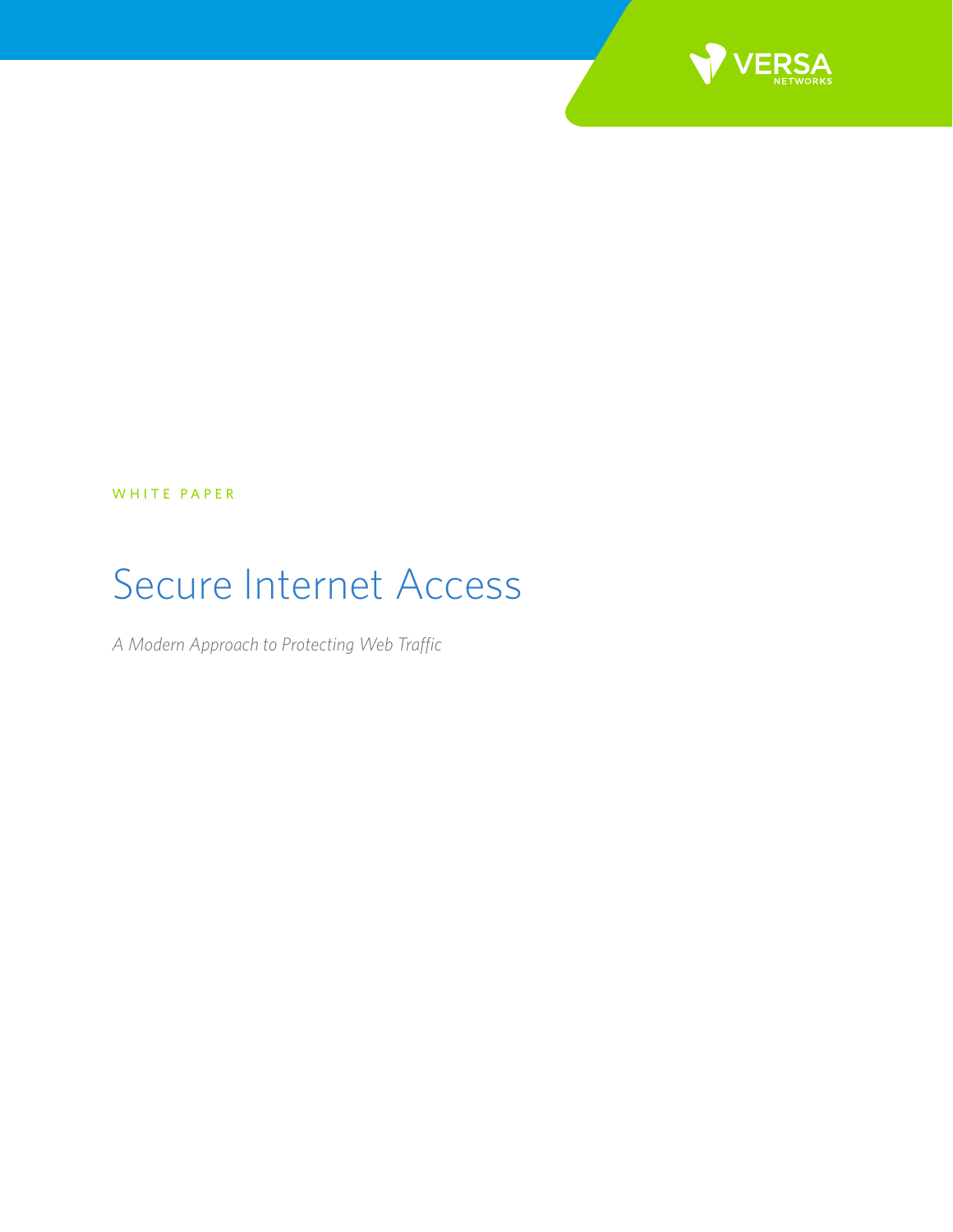WHITE PAPER

# Secure Internet Access

*A Modern Approach to Protecting Web Traffic*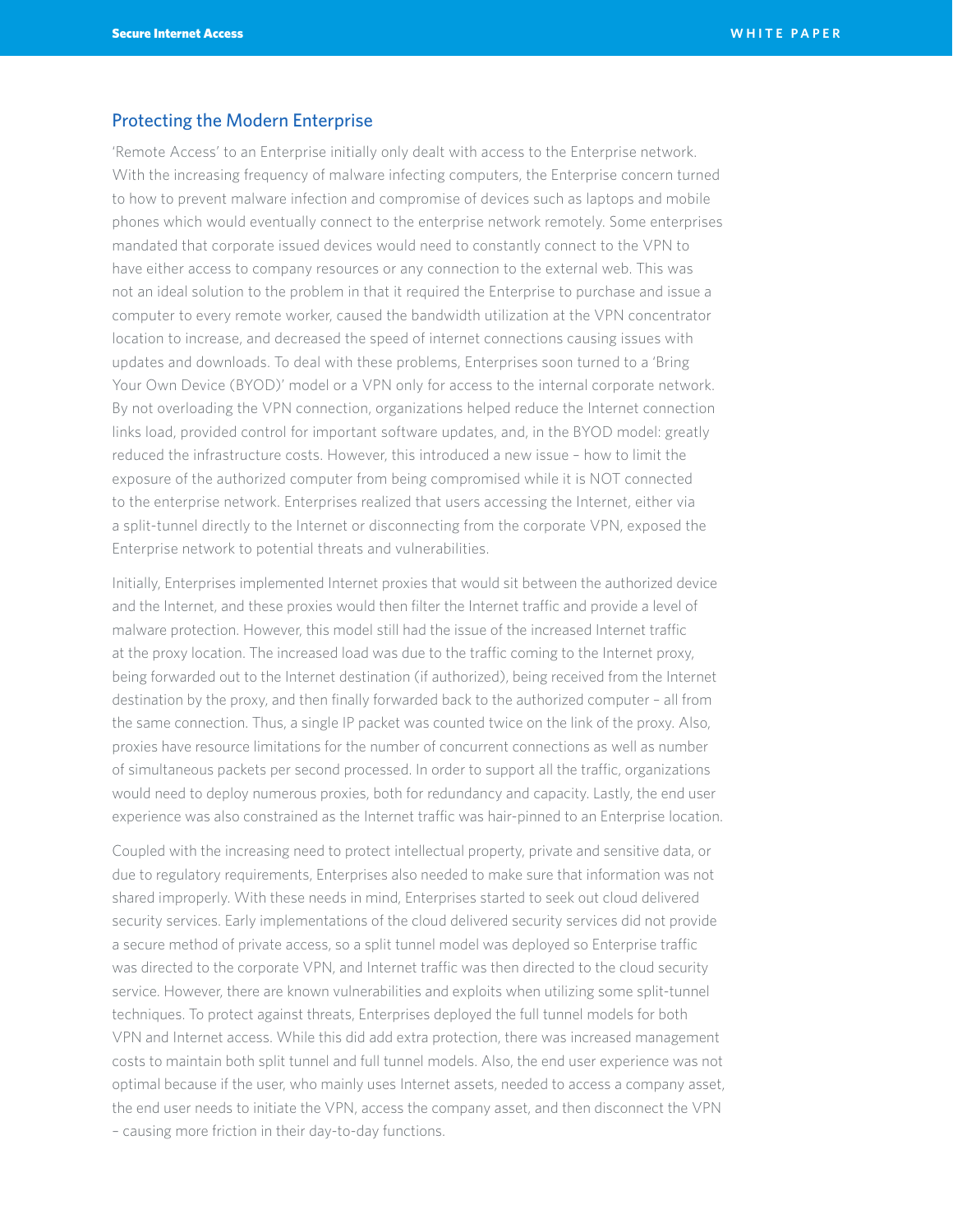## Protecting the Modern Enterprise

'Remote Access' to an Enterprise initially only dealt with access to the Enterprise network. With the increasing frequency of malware infecting computers, the Enterprise concern turned to how to prevent malware infection and compromise of devices such as laptops and mobile phones which would eventually connect to the enterprise network remotely. Some enterprises mandated that corporate issued devices would need to constantly connect to the VPN to have either access to company resources or any connection to the external web. This was not an ideal solution to the problem in that it required the Enterprise to purchase and issue a computer to every remote worker, caused the bandwidth utilization at the VPN concentrator location to increase, and decreased the speed of internet connections causing issues with updates and downloads. To deal with these problems, Enterprises soon turned to a 'Bring Your Own Device (BYOD)' model or a VPN only for access to the internal corporate network. By not overloading the VPN connection, organizations helped reduce the Internet connection links load, provided control for important software updates, and, in the BYOD model: greatly reduced the infrastructure costs. However, this introduced a new issue – how to limit the exposure of the authorized computer from being compromised while it is NOT connected to the enterprise network. Enterprises realized that users accessing the Internet, either via a split-tunnel directly to the Internet or disconnecting from the corporate VPN, exposed the Enterprise network to potential threats and vulnerabilities.

Initially, Enterprises implemented Internet proxies that would sit between the authorized device and the Internet, and these proxies would then filter the Internet traffic and provide a level of malware protection. However, this model still had the issue of the increased Internet traffic at the proxy location. The increased load was due to the traffic coming to the Internet proxy, being forwarded out to the Internet destination (if authorized), being received from the Internet destination by the proxy, and then finally forwarded back to the authorized computer – all from the same connection. Thus, a single IP packet was counted twice on the link of the proxy. Also, proxies have resource limitations for the number of concurrent connections as well as number of simultaneous packets per second processed. In order to support all the traffic, organizations would need to deploy numerous proxies, both for redundancy and capacity. Lastly, the end user experience was also constrained as the Internet traffic was hair-pinned to an Enterprise location.

Coupled with the increasing need to protect intellectual property, private and sensitive data, or due to regulatory requirements, Enterprises also needed to make sure that information was not shared improperly. With these needs in mind, Enterprises started to seek out cloud delivered security services. Early implementations of the cloud delivered security services did not provide a secure method of private access, so a split tunnel model was deployed so Enterprise traffic was directed to the corporate VPN, and Internet traffic was then directed to the cloud security service. However, there are known vulnerabilities and exploits when utilizing some split-tunnel techniques. To protect against threats, Enterprises deployed the full tunnel models for both VPN and Internet access. While this did add extra protection, there was increased management costs to maintain both split tunnel and full tunnel models. Also, the end user experience was not optimal because if the user, who mainly uses Internet assets, needed to access a company asset, the end user needs to initiate the VPN, access the company asset, and then disconnect the VPN – causing more friction in their day-to-day functions.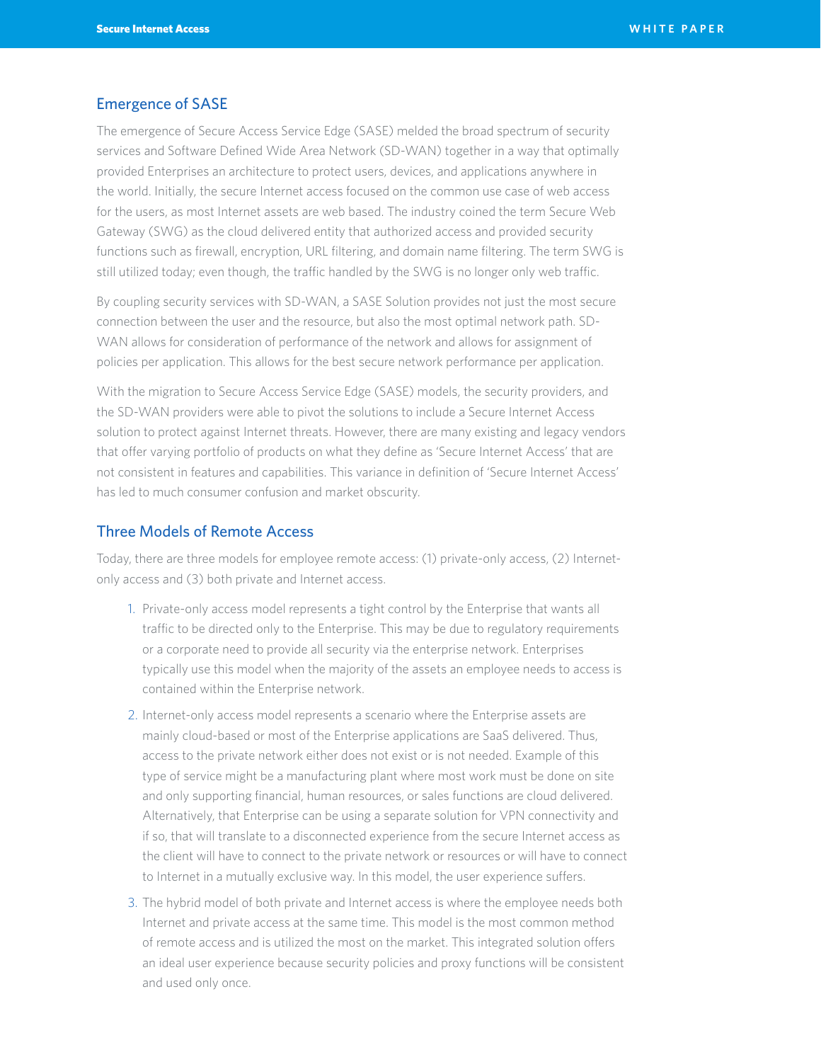## Emergence of SASE

The emergence of Secure Access Service Edge (SASE) melded the broad spectrum of security services and Software Defined Wide Area Network (SD-WAN) together in a way that optimally provided Enterprises an architecture to protect users, devices, and applications anywhere in the world. Initially, the secure Internet access focused on the common use case of web access for the users, as most Internet assets are web based. The industry coined the term Secure Web Gateway (SWG) as the cloud delivered entity that authorized access and provided security functions such as firewall, encryption, URL filtering, and domain name filtering. The term SWG is still utilized today; even though, the traffic handled by the SWG is no longer only web traffic.

By coupling security services with SD-WAN, a SASE Solution provides not just the most secure connection between the user and the resource, but also the most optimal network path. SD-WAN allows for consideration of performance of the network and allows for assignment of policies per application. This allows for the best secure network performance per application.

With the migration to Secure Access Service Edge (SASE) models, the security providers, and the SD-WAN providers were able to pivot the solutions to include a Secure Internet Access solution to protect against Internet threats. However, there are many existing and legacy vendors that offer varying portfolio of products on what they define as 'Secure Internet Access' that are not consistent in features and capabilities. This variance in definition of 'Secure Internet Access' has led to much consumer confusion and market obscurity.

## Three Models of Remote Access

Today, there are three models for employee remote access: (1) private-only access, (2) Internet-only access and (3) both private and Internet access.

1. Private-only access model represents a tight control by the Enterprise that wants all traffic to be directed only to the Enterprise. This may be due to regulatory requirements or a corporate need to provide all security via the enterprise network. Enterprises typically use this model when the majority of the assets an employee needs to access is contained within the Enterprise network.
2. Internet-only access model represents a scenario where the Enterprise assets are mainly cloud-based or most of the Enterprise applications are SaaS delivered. Thus, access to the private network either does not exist or is not needed. Example of this type of service might be a manufacturing plant where most work must be done on site and only supporting financial, human resources, or sales functions are cloud delivered. Alternatively, that Enterprise can be using a separate solution for VPN connectivity and if so, that will translate to a disconnected experience from the secure Internet access as the client will have to connect to the private network or resources or will have to connect to Internet in a mutually exclusive way. In this model, the user experience suffers.
3. The hybrid model of both private and Internet access is where the employee needs both Internet and private access at the same time. This model is the most common method of remote access and is utilized the most on the market. This integrated solution offers an ideal user experience because security policies and proxy functions will be consistent and used only once.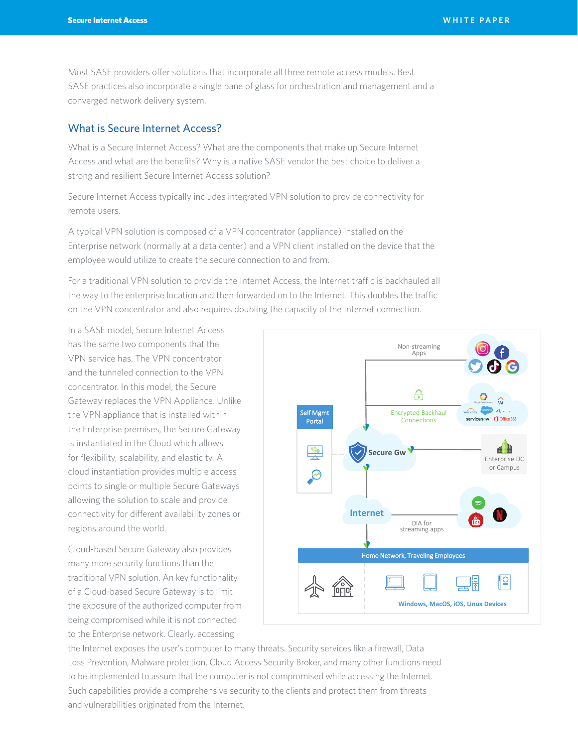Most SASE providers offer solutions that incorporate all three remote access models. Best SASE practices also incorporate a single pane of glass for orchestration and management and a converged network delivery system.

## What is Secure Internet Access?

What is a Secure Internet Access? What are the components that make up Secure Internet Access and what are the benefits? Why is a native SASE vendor the best choice to deliver a strong and resilient Secure Internet Access solution?

Secure Internet Access typically includes integrated VPN solution to provide connectivity for remote users.

A typical VPN solution is composed of a VPN concentrator (appliance) installed on the Enterprise network (normally at a data center) and a VPN client installed on the device that the employee would utilize to create the secure connection to and from.

For a traditional VPN solution to provide the Internet Access, the Internet traffic is backhauled all the way to the enterprise location and then forwarded on to the Internet. This doubles the traffic on the VPN concentrator and also requires doubling the capacity of the Internet connection.

In a SASE model, Secure Internet Access has the same two components that the VPN service has. The VPN concentrator and the tunneled connection to the VPN concentrator. In this model, the Secure Gateway replaces the VPN Appliance. Unlike the VPN appliance that is installed within the Enterprise premises, the Secure Gateway is instantiated in the Cloud which allows for flexibility, scalability, and elasticity. A cloud instantiation provides multiple access points to single or multiple Secure Gateways allowing the solution to scale and provide connectivity for different availability zones or regions around the world.

Cloud-based Secure Gateway also provides many more security functions than the traditional VPN solution. An key functionality of a Cloud-based Secure Gateway is to limit the exposure of the authorized computer from being compromised while it is not connected to the Enterprise network. Clearly, accessing the Internet exposes the user's computer to many threats. Security services like a firewall, Data Loss Prevention, Malware protection, Cloud Access Security Broker, and many other functions need to be implemented to assure that the computer is not compromised while accessing the Internet. Such capabilities provide a comprehensive security to the clients and protect them from threats and vulnerabilities originated from the Internet.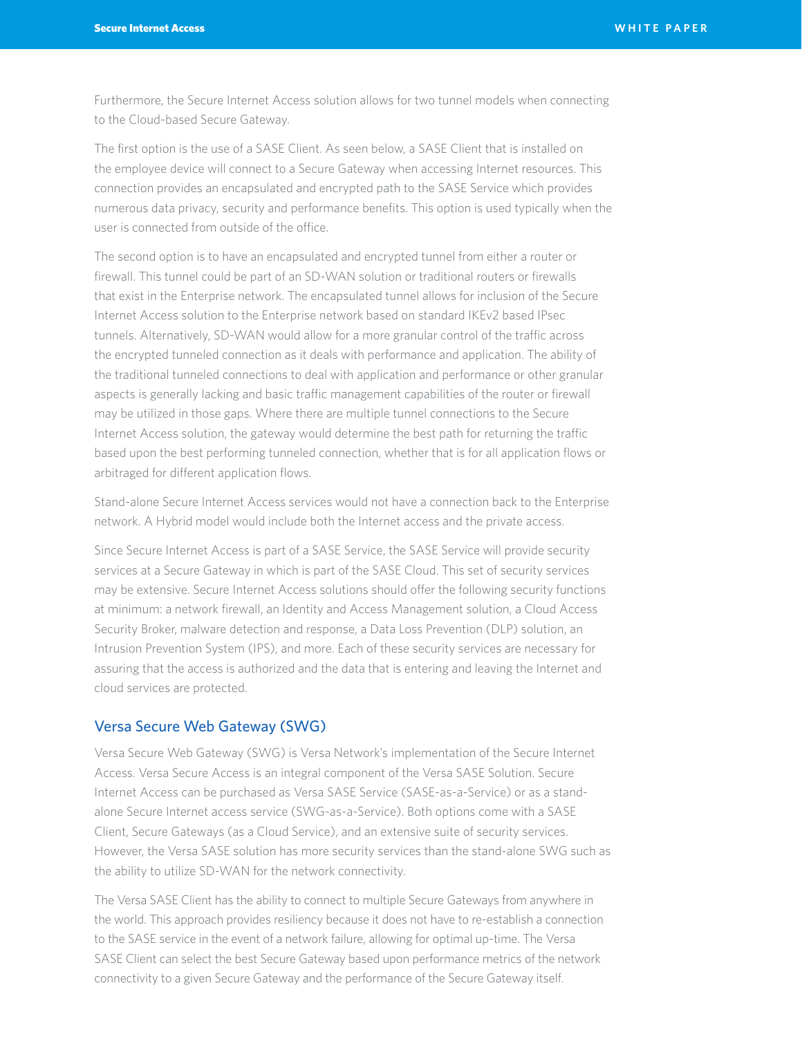Furthermore, the Secure Internet Access solution allows for two tunnel models when connecting to the Cloud-based Secure Gateway.

The first option is the use of a SASE Client. As seen below, a SASE Client that is installed on the employee device will connect to a Secure Gateway when accessing Internet resources. This connection provides an encapsulated and encrypted path to the SASE Service which provides numerous data privacy, security and performance benefits. This option is used typically when the user is connected from outside of the office.

The second option is to have an encapsulated and encrypted tunnel from either a router or firewall. This tunnel could be part of an SD-WAN solution or traditional routers or firewalls that exist in the Enterprise network. The encapsulated tunnel allows for inclusion of the Secure Internet Access solution to the Enterprise network based on standard IKEv2 based IPsec tunnels. Alternatively, SD-WAN would allow for a more granular control of the traffic across the encrypted tunneled connection as it deals with performance and application. The ability of the traditional tunneled connections to deal with application and performance or other granular aspects is generally lacking and basic traffic management capabilities of the router or firewall may be utilized in those gaps. Where there are multiple tunnel connections to the Secure Internet Access solution, the gateway would determine the best path for returning the traffic based upon the best performing tunneled connection, whether that is for all application flows or arbitraged for different application flows.

Stand-alone Secure Internet Access services would not have a connection back to the Enterprise network. A Hybrid model would include both the Internet access and the private access.

Since Secure Internet Access is part of a SASE Service, the SASE Service will provide security services at a Secure Gateway in which is part of the SASE Cloud. This set of security services may be extensive. Secure Internet Access solutions should offer the following security functions at minimum: a network firewall, an Identity and Access Management solution, a Cloud Access Security Broker, malware detection and response, a Data Loss Prevention (DLP) solution, an Intrusion Prevention System (IPS), and more. Each of these security services are necessary for assuring that the access is authorized and the data that is entering and leaving the Internet and cloud services are protected.

## Versa Secure Web Gateway (SWG)

Versa Secure Web Gateway (SWG) is Versa Network's implementation of the Secure Internet Access. Versa Secure Access is an integral component of the Versa SASE Solution. Secure Internet Access can be purchased as Versa SASE Service (SASE-as-a-Service) or as a stand-alone Secure Internet access service (SWG-as-a-Service). Both options come with a SASE Client, Secure Gateways (as a Cloud Service), and an extensive suite of security services. However, the Versa SASE solution has more security services than the stand-alone SWG such as the ability to utilize SD-WAN for the network connectivity.

The Versa SASE Client has the ability to connect to multiple Secure Gateways from anywhere in the world. This approach provides resiliency because it does not have to re-establish a connection to the SASE service in the event of a network failure, allowing for optimal up-time. The Versa SASE Client can select the best Secure Gateway based upon performance metrics of the network connectivity to a given Secure Gateway and the performance of the Secure Gateway itself.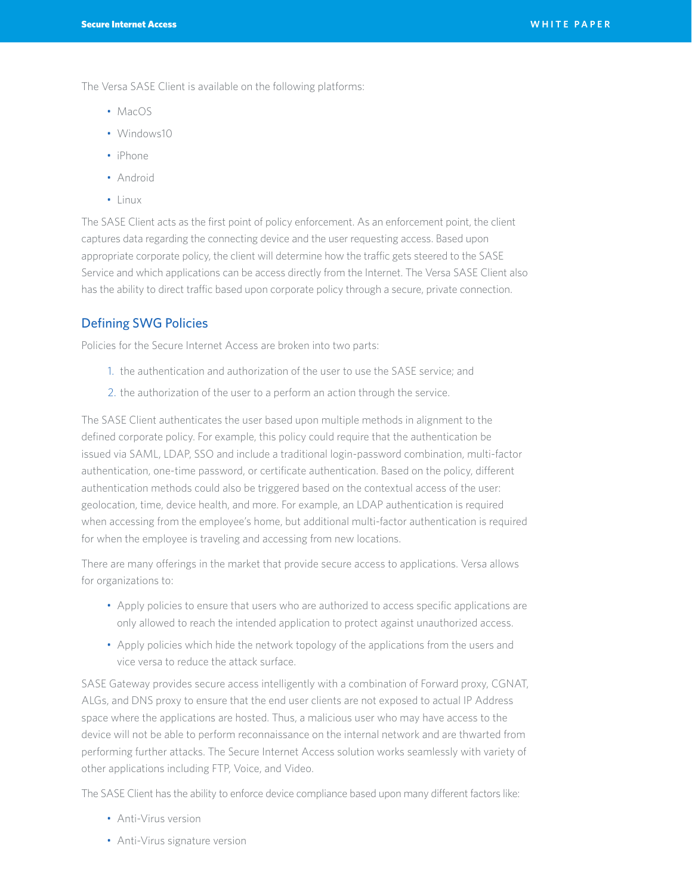The Versa SASE Client is available on the following platforms:

- MacOS
- Windows10
- iPhone
- Android
- Linux

The SASE Client acts as the first point of policy enforcement. As an enforcement point, the client captures data regarding the connecting device and the user requesting access. Based upon appropriate corporate policy, the client will determine how the traffic gets steered to the SASE Service and which applications can be access directly from the Internet. The Versa SASE Client also has the ability to direct traffic based upon corporate policy through a secure, private connection.

## Defining SWG Policies

Policies for the Secure Internet Access are broken into two parts:

1. the authentication and authorization of the user to use the SASE service; and
2. the authorization of the user to a perform an action through the service.

The SASE Client authenticates the user based upon multiple methods in alignment to the defined corporate policy. For example, this policy could require that the authentication be issued via SAML, LDAP, SSO and include a traditional login-password combination, multi-factor authentication, one-time password, or certificate authentication. Based on the policy, different authentication methods could also be triggered based on the contextual access of the user: geolocation, time, device health, and more. For example, an LDAP authentication is required when accessing from the employee's home, but additional multi-factor authentication is required for when the employee is traveling and accessing from new locations.

There are many offerings in the market that provide secure access to applications. Versa allows for organizations to:

- Apply policies to ensure that users who are authorized to access specific applications are only allowed to reach the intended application to protect against unauthorized access.
- Apply policies which hide the network topology of the applications from the users and vice versa to reduce the attack surface.

SASE Gateway provides secure access intelligently with a combination of Forward proxy, CGNAT, ALGs, and DNS proxy to ensure that the end user clients are not exposed to actual IP Address space where the applications are hosted. Thus, a malicious user who may have access to the device will not be able to perform reconnaissance on the internal network and are thwarted from performing further attacks. The Secure Internet Access solution works seamlessly with variety of other applications including FTP, Voice, and Video.

The SASE Client has the ability to enforce device compliance based upon many different factors like:

- Anti-Virus version
- Anti-Virus signature version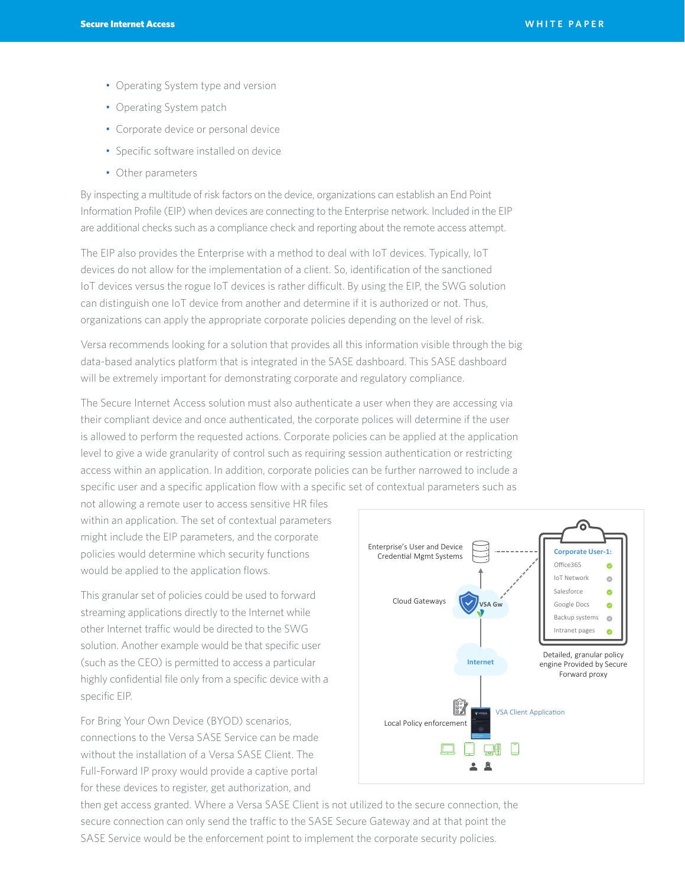- Operating System type and version
- Operating System patch
- Corporate device or personal device
- Specific software installed on device
- Other parameters

By inspecting a multitude of risk factors on the device, organizations can establish an End Point Information Profile (EIP) when devices are connecting to the Enterprise network. Included in the EIP are additional checks such as a compliance check and reporting about the remote access attempt.

The EIP also provides the Enterprise with a method to deal with IoT devices. Typically, IoT devices do not allow for the implementation of a client. So, identification of the sanctioned IoT devices versus the rogue IoT devices is rather difficult. By using the EIP, the SWG solution can distinguish one IoT device from another and determine if it is authorized or not. Thus, organizations can apply the appropriate corporate policies depending on the level of risk.

Versa recommends looking for a solution that provides all this information visible through the big data-based analytics platform that is integrated in the SASE dashboard. This SASE dashboard will be extremely important for demonstrating corporate and regulatory compliance.

The Secure Internet Access solution must also authenticate a user when they are accessing via their compliant device and once authenticated, the corporate polices will determine if the user is allowed to perform the requested actions. Corporate policies can be applied at the application level to give a wide granularity of control such as requiring session authentication or restricting access within an application. In addition, corporate policies can be further narrowed to include a specific user and a specific application flow with a specific set of contextual parameters such as not allowing a remote user to access sensitive HR files within an application. The set of contextual parameters might include the EIP parameters, and the corporate policies would determine which security functions would be applied to the application flows.

This granular set of policies could be used to forward streaming applications directly to the Internet while other Internet traffic would be directed to the SWG solution. Another example would be that specific user (such as the CEO) is permitted to access a particular highly confidential file only from a specific device with a specific EIP.

For Bring Your Own Device (BYOD) scenarios, connections to the Versa SASE Service can be made without the installation of a Versa SASE Client. The Full-Forward IP proxy would provide a captive portal for these devices to register, get authorization, and then get access granted. Where a Versa SASE Client is not utilized to the secure connection, the secure connection can only send the traffic to the SASE Secure Gateway and at that point the SASE Service would be the enforcement point to implement the corporate security policies.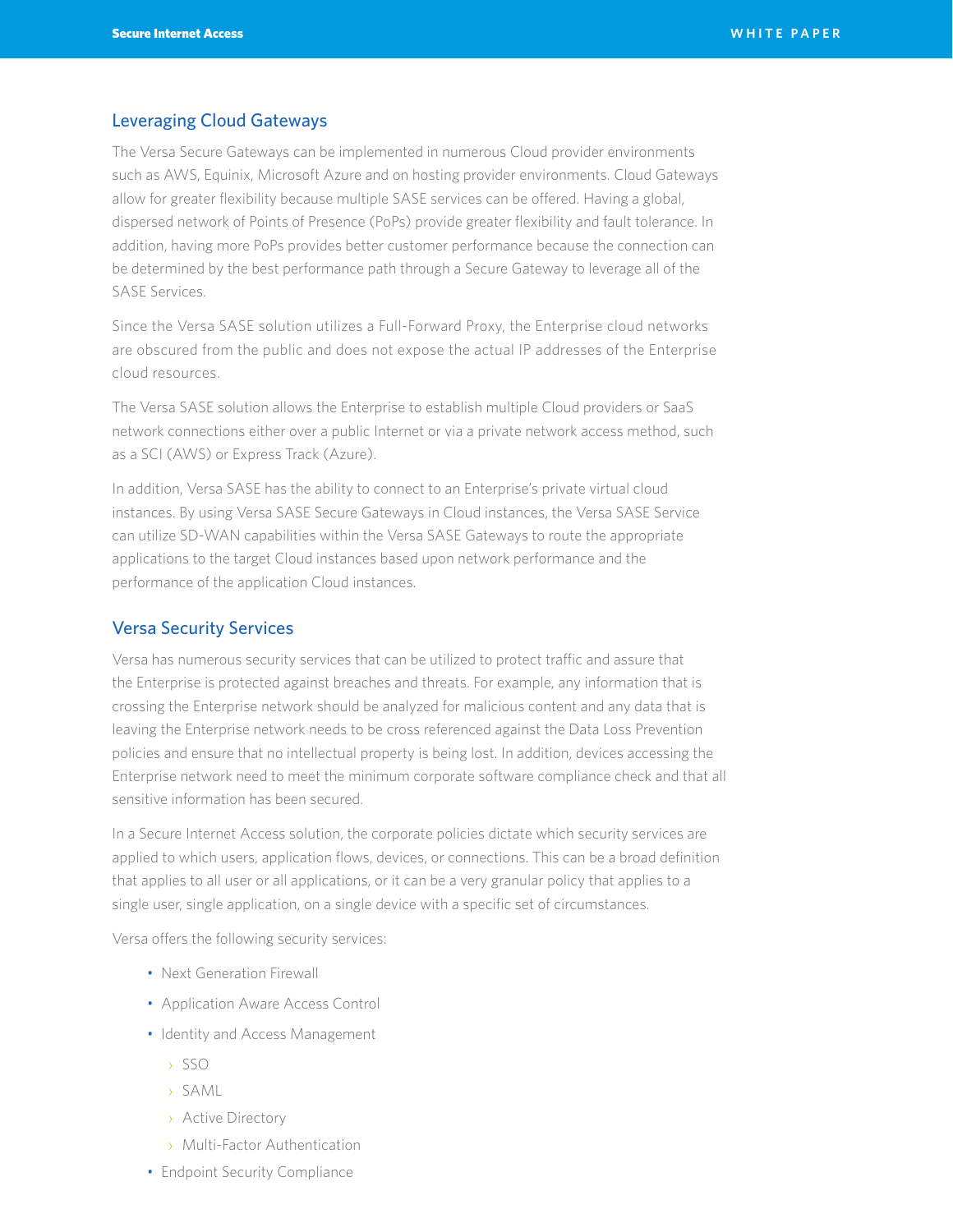## Leveraging Cloud Gateways

The Versa Secure Gateways can be implemented in numerous Cloud provider environments such as AWS, Equinix, Microsoft Azure and on hosting provider environments. Cloud Gateways allow for greater flexibility because multiple SASE services can be offered. Having a global, dispersed network of Points of Presence (PoPs) provide greater flexibility and fault tolerance. In addition, having more PoPs provides better customer performance because the connection can be determined by the best performance path through a Secure Gateway to leverage all of the SASE Services.

Since the Versa SASE solution utilizes a Full-Forward Proxy, the Enterprise cloud networks are obscured from the public and does not expose the actual IP addresses of the Enterprise cloud resources.

The Versa SASE solution allows the Enterprise to establish multiple Cloud providers or SaaS network connections either over a public Internet or via a private network access method, such as a SCI (AWS) or Express Track (Azure).

In addition, Versa SASE has the ability to connect to an Enterprise's private virtual cloud instances. By using Versa SASE Secure Gateways in Cloud instances, the Versa SASE Service can utilize SD-WAN capabilities within the Versa SASE Gateways to route the appropriate applications to the target Cloud instances based upon network performance and the performance of the application Cloud instances.

## Versa Security Services

Versa has numerous security services that can be utilized to protect traffic and assure that the Enterprise is protected against breaches and threats. For example, any information that is crossing the Enterprise network should be analyzed for malicious content and any data that is leaving the Enterprise network needs to be cross referenced against the Data Loss Prevention policies and ensure that no intellectual property is being lost. In addition, devices accessing the Enterprise network need to meet the minimum corporate software compliance check and that all sensitive information has been secured.

In a Secure Internet Access solution, the corporate policies dictate which security services are applied to which users, application flows, devices, or connections. This can be a broad definition that applies to all user or all applications, or it can be a very granular policy that applies to a single user, single application, on a single device with a specific set of circumstances.

Versa offers the following security services:

- Next Generation Firewall
- Application Aware Access Control
- Identity and Access Management
  - SSO
  - SAML
  - Active Directory
  - Multi-Factor Authentication
- Endpoint Security Compliance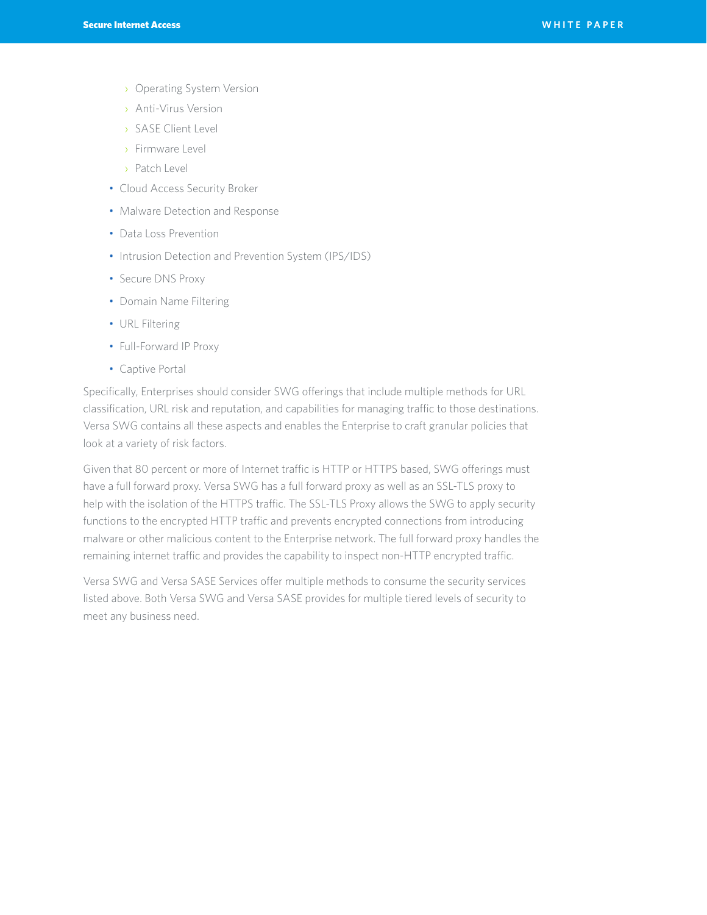- Operating System Version
  - Anti-Virus Version
  - SASE Client Level
  - Firmware Level
  - Patch Level
- Cloud Access Security Broker
- Malware Detection and Response
- Data Loss Prevention
- Intrusion Detection and Prevention System (IPS/IDS)
- Secure DNS Proxy
- Domain Name Filtering
- URL Filtering
- Full-Forward IP Proxy
- Captive Portal

Specifically, Enterprises should consider SWG offerings that include multiple methods for URL classification, URL risk and reputation, and capabilities for managing traffic to those destinations. Versa SWG contains all these aspects and enables the Enterprise to craft granular policies that look at a variety of risk factors.

Given that 80 percent or more of Internet traffic is HTTP or HTTPS based, SWG offerings must have a full forward proxy. Versa SWG has a full forward proxy as well as an SSL-TLS proxy to help with the isolation of the HTTPS traffic. The SSL-TLS Proxy allows the SWG to apply security functions to the encrypted HTTP traffic and prevents encrypted connections from introducing malware or other malicious content to the Enterprise network. The full forward proxy handles the remaining internet traffic and provides the capability to inspect non-HTTP encrypted traffic.

Versa SWG and Versa SASE Services offer multiple methods to consume the security services listed above. Both Versa SWG and Versa SASE provides for multiple tiered levels of security to meet any business need.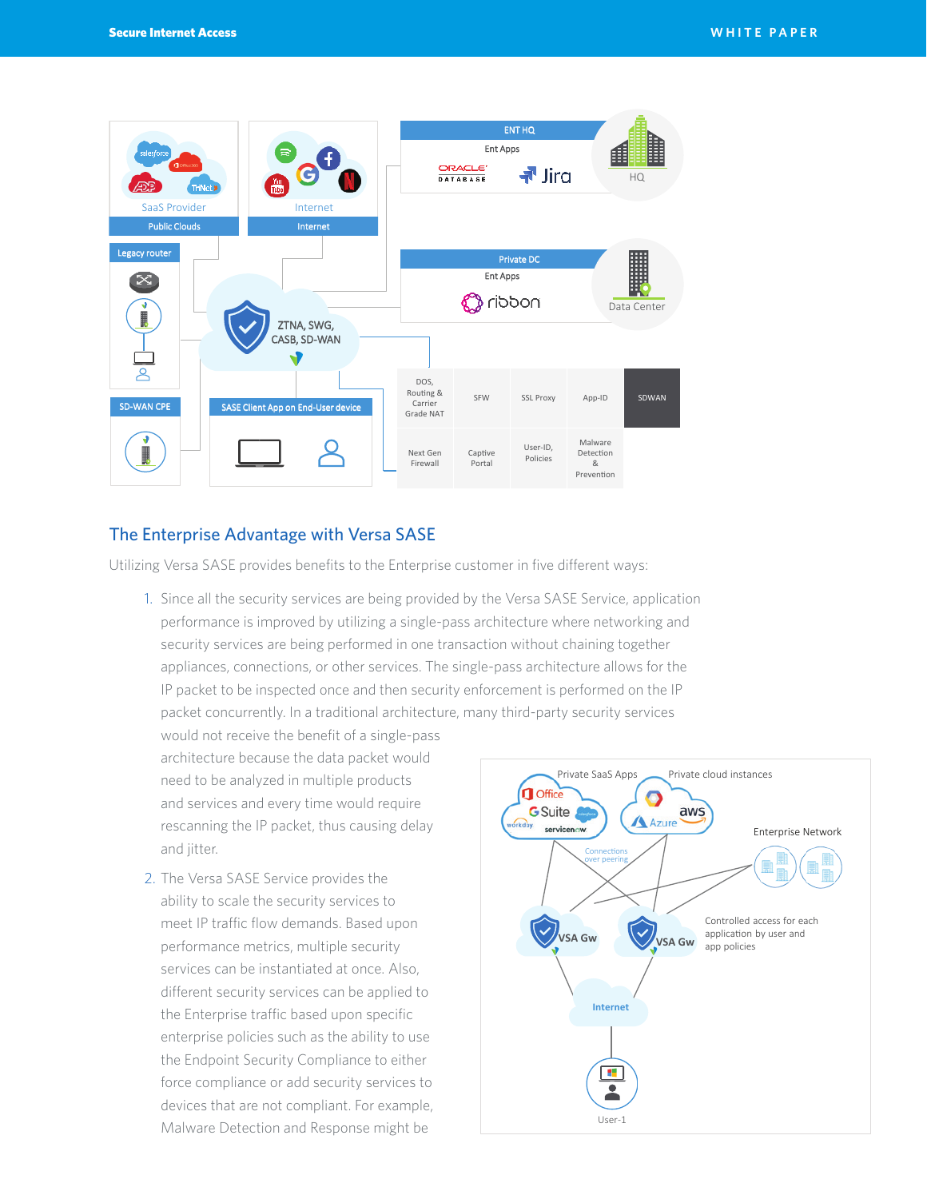## The Enterprise Advantage with Versa SASE

Utilizing Versa SASE provides benefits to the Enterprise customer in five different ways:

1. Since all the security services are being provided by the Versa SASE Service, application performance is improved by utilizing a single-pass architecture where networking and security services are being performed in one transaction without chaining together appliances, connections, or other services. The single-pass architecture allows for the IP packet to be inspected once and then security enforcement is performed on the IP packet concurrently. In a traditional architecture, many third-party security services would not receive the benefit of a single-pass architecture because the data packet would need to be analyzed in multiple products and services and every time would require rescanning the IP packet, thus causing delay and jitter.
2. The Versa SASE Service provides the ability to scale the security services to meet IP traffic flow demands. Based upon performance metrics, multiple security services can be instantiated at once. Also, different security services can be applied to the Enterprise traffic based upon specific enterprise policies such as the ability to use the Endpoint Security Compliance to either force compliance or add security services to devices that are not compliant. For example, Malware Detection and Response might be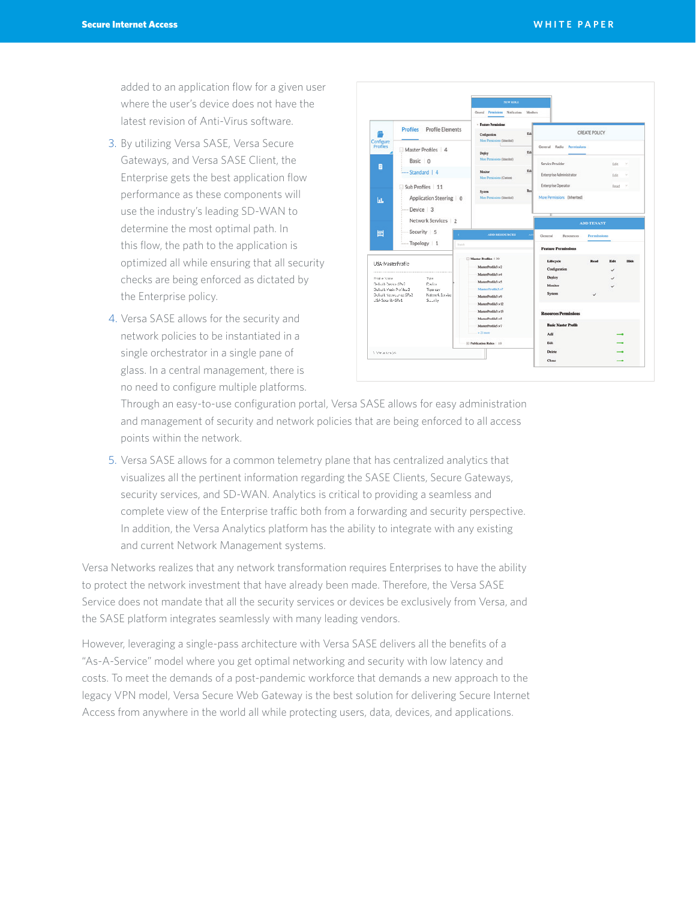added to an application flow for a given user where the user's device does not have the latest revision of Anti-Virus software.

3. By utilizing Versa SASE, Versa Secure Gateways, and Versa SASE Client, the Enterprise gets the best application flow performance as these components will use the industry's leading SD-WAN to determine the most optimal path. In this flow, the path to the application is optimized all while ensuring that all security checks are being enforced as dictated by the Enterprise policy.

4. Versa SASE allows for the security and network policies to be instantiated in a single orchestrator in a single pane of glass. In a central management, there is no need to configure multiple platforms. Through an easy-to-use configuration portal, Versa SASE allows for easy administration and management of security and network policies that are being enforced to all access points within the network.

5. Versa SASE allows for a common telemetry plane that has centralized analytics that visualizes all the pertinent information regarding the SASE Clients, Secure Gateways, security services, and SD-WAN. Analytics is critical to providing a seamless and complete view of the Enterprise traffic both from a forwarding and security perspective. In addition, the Versa Analytics platform has the ability to integrate with any existing and current Network Management systems.

Versa Networks realizes that any network transformation requires Enterprises to have the ability to protect the network investment that have already been made. Therefore, the Versa SASE Service does not mandate that all the security services or devices be exclusively from Versa, and the SASE platform integrates seamlessly with many leading vendors.

However, leveraging a single-pass architecture with Versa SASE delivers all the benefits of a "As-A-Service" model where you get optimal networking and security with low latency and costs. To meet the demands of a post-pandemic workforce that demands a new approach to the legacy VPN model, Versa Secure Web Gateway is the best solution for delivering Secure Internet Access from anywhere in the world all while protecting users, data, devices, and applications.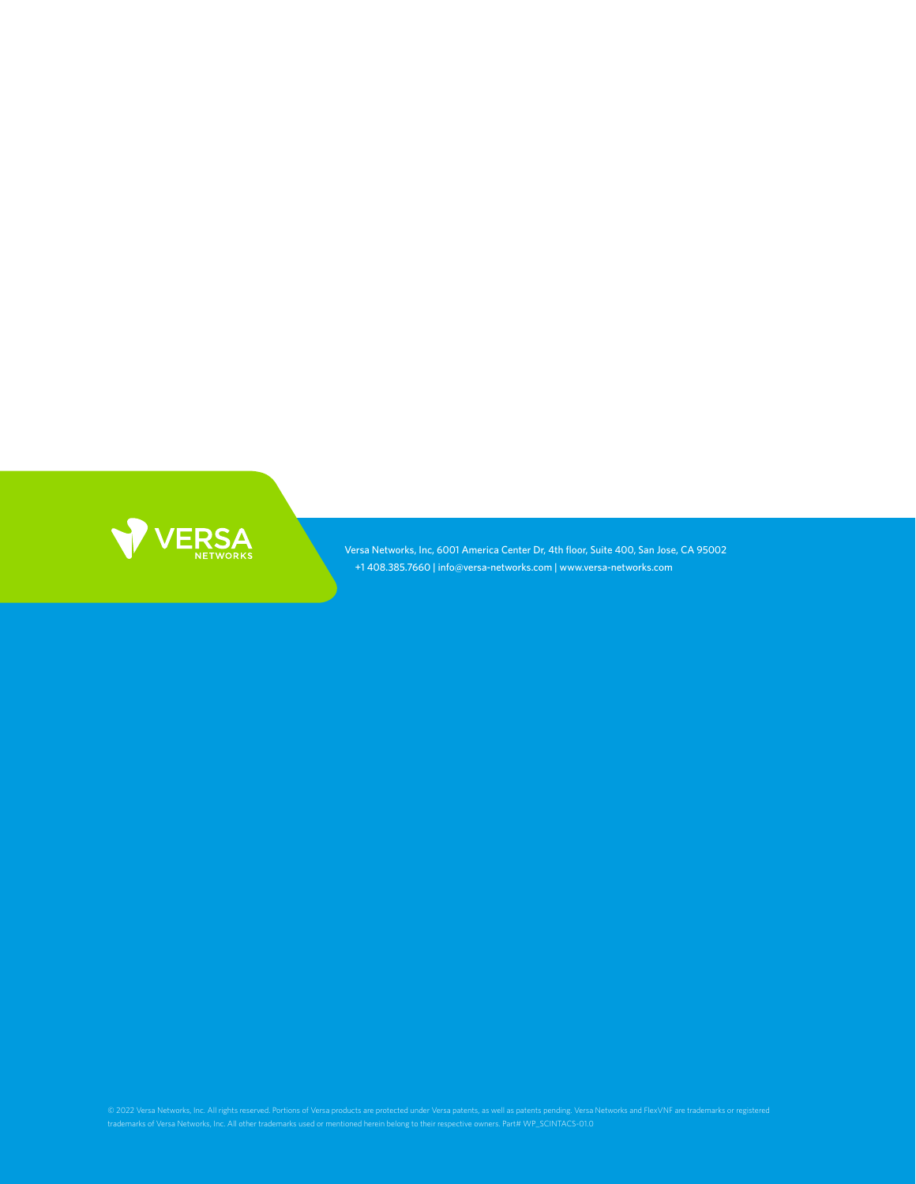VERSA NETWORKS

Versa Networks, Inc, 6001 America Center Dr, 4th floor, Suite 400, San Jose, CA 95002
+1 408.385.7660 | info@versa-networks.com | www.versa-networks.com

© 2022 Versa Networks, Inc. All rights reserved. Portions of Versa products are protected under Versa patents, as well as patents pending. Versa Networks and FlexVNF are trademarks or registered trademarks of Versa Networks, Inc. All other trademarks used or mentioned herein belong to their respective owners. Part# WP_SCINTACS-01.0